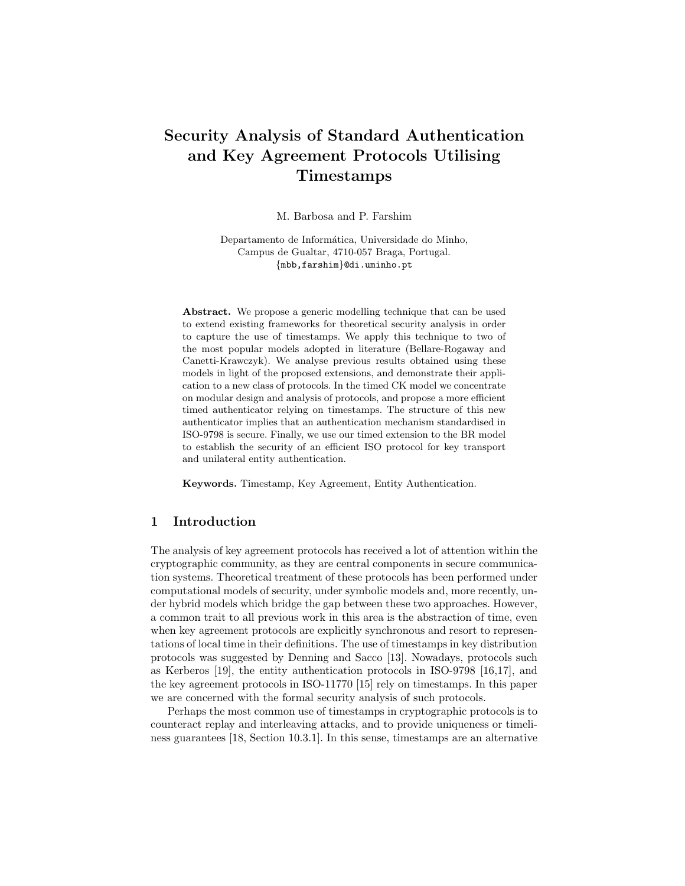# Security Analysis of Standard Authentication and Key Agreement Protocols Utilising Timestamps

M. Barbosa and P. Farshim

Departamento de Informática, Universidade do Minho,
Campus de Gualtar, 4710-057 Braga, Portugal.
{mbb,farshim}@di.uminho.pt

**Abstract.** We propose a generic modelling technique that can be used to extend existing frameworks for theoretical security analysis in order to capture the use of timestamps. We apply this technique to two of the most popular models adopted in literature (Bellare-Rogaway and Canetti-Krawczyk). We analyse previous results obtained using these models in light of the proposed extensions, and demonstrate their application to a new class of protocols. In the timed CK model we concentrate on modular design and analysis of protocols, and propose a more efficient timed authenticator relying on timestamps. The structure of this new authenticator implies that an authentication mechanism standardised in ISO-9798 is secure. Finally, we use our timed extension to the BR model to establish the security of an efficient ISO protocol for key transport and unilateral entity authentication.

**Keywords.** Timestamp, Key Agreement, Entity Authentication.

## 1 Introduction

The analysis of key agreement protocols has received a lot of attention within the cryptographic community, as they are central components in secure communication systems. Theoretical treatment of these protocols has been performed under computational models of security, under symbolic models and, more recently, under hybrid models which bridge the gap between these two approaches. However, a common trait to all previous work in this area is the abstraction of time, even when key agreement protocols are explicitly synchronous and resort to representations of local time in their definitions. The use of timestamps in key distribution protocols was suggested by Denning and Sacco [13]. Nowadays, protocols such as Kerberos [19], the entity authentication protocols in ISO-9798 [16,17], and the key agreement protocols in ISO-11770 [15] rely on timestamps. In this paper we are concerned with the formal security analysis of such protocols.

Perhaps the most common use of timestamps in cryptographic protocols is to counteract replay and interleaving attacks, and to provide uniqueness or timeliness guarantees [18, Section 10.3.1]. In this sense, timestamps are an alternative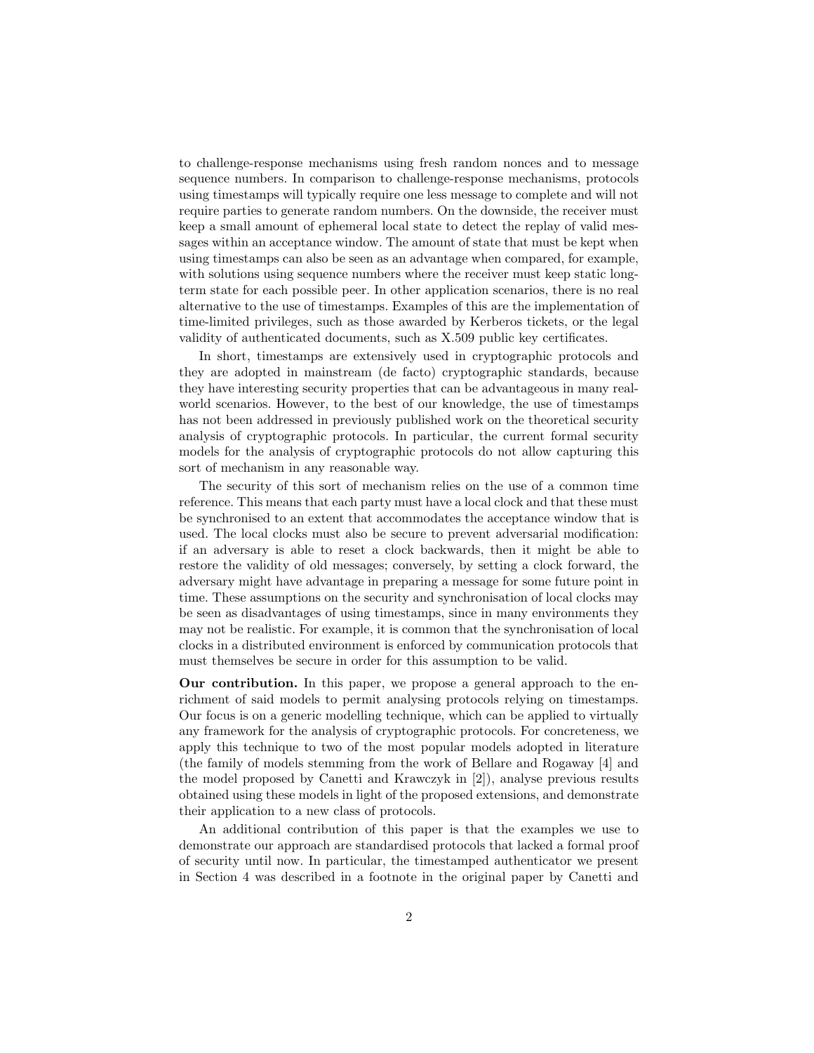to challenge-response mechanisms using fresh random nonces and to message sequence numbers. In comparison to challenge-response mechanisms, protocols using timestamps will typically require one less message to complete and will not require parties to generate random numbers. On the downside, the receiver must keep a small amount of ephemeral local state to detect the replay of valid messages within an acceptance window. The amount of state that must be kept when using timestamps can also be seen as an advantage when compared, for example, with solutions using sequence numbers where the receiver must keep static long-term state for each possible peer. In other application scenarios, there is no real alternative to the use of timestamps. Examples of this are the implementation of time-limited privileges, such as those awarded by Kerberos tickets, or the legal validity of authenticated documents, such as X.509 public key certificates.

In short, timestamps are extensively used in cryptographic protocols and they are adopted in mainstream (de facto) cryptographic standards, because they have interesting security properties that can be advantageous in many real-world scenarios. However, to the best of our knowledge, the use of timestamps has not been addressed in previously published work on the theoretical security analysis of cryptographic protocols. In particular, the current formal security models for the analysis of cryptographic protocols do not allow capturing this sort of mechanism in any reasonable way.

The security of this sort of mechanism relies on the use of a common time reference. This means that each party must have a local clock and that these must be synchronised to an extent that accommodates the acceptance window that is used. The local clocks must also be secure to prevent adversarial modification: if an adversary is able to reset a clock backwards, then it might be able to restore the validity of old messages; conversely, by setting a clock forward, the adversary might have advantage in preparing a message for some future point in time. These assumptions on the security and synchronisation of local clocks may be seen as disadvantages of using timestamps, since in many environments they may not be realistic. For example, it is common that the synchronisation of local clocks in a distributed environment is enforced by communication protocols that must themselves be secure in order for this assumption to be valid.

**Our contribution.** In this paper, we propose a general approach to the enrichment of said models to permit analysing protocols relying on timestamps. Our focus is on a generic modelling technique, which can be applied to virtually any framework for the analysis of cryptographic protocols. For concreteness, we apply this technique to two of the most popular models adopted in literature (the family of models stemming from the work of Bellare and Rogaway [4] and the model proposed by Canetti and Krawczyk in [2]), analyse previous results obtained using these models in light of the proposed extensions, and demonstrate their application to a new class of protocols.

An additional contribution of this paper is that the examples we use to demonstrate our approach are standardised protocols that lacked a formal proof of security until now. In particular, the timestamped authenticator we present in Section 4 was described in a footnote in the original paper by Canetti and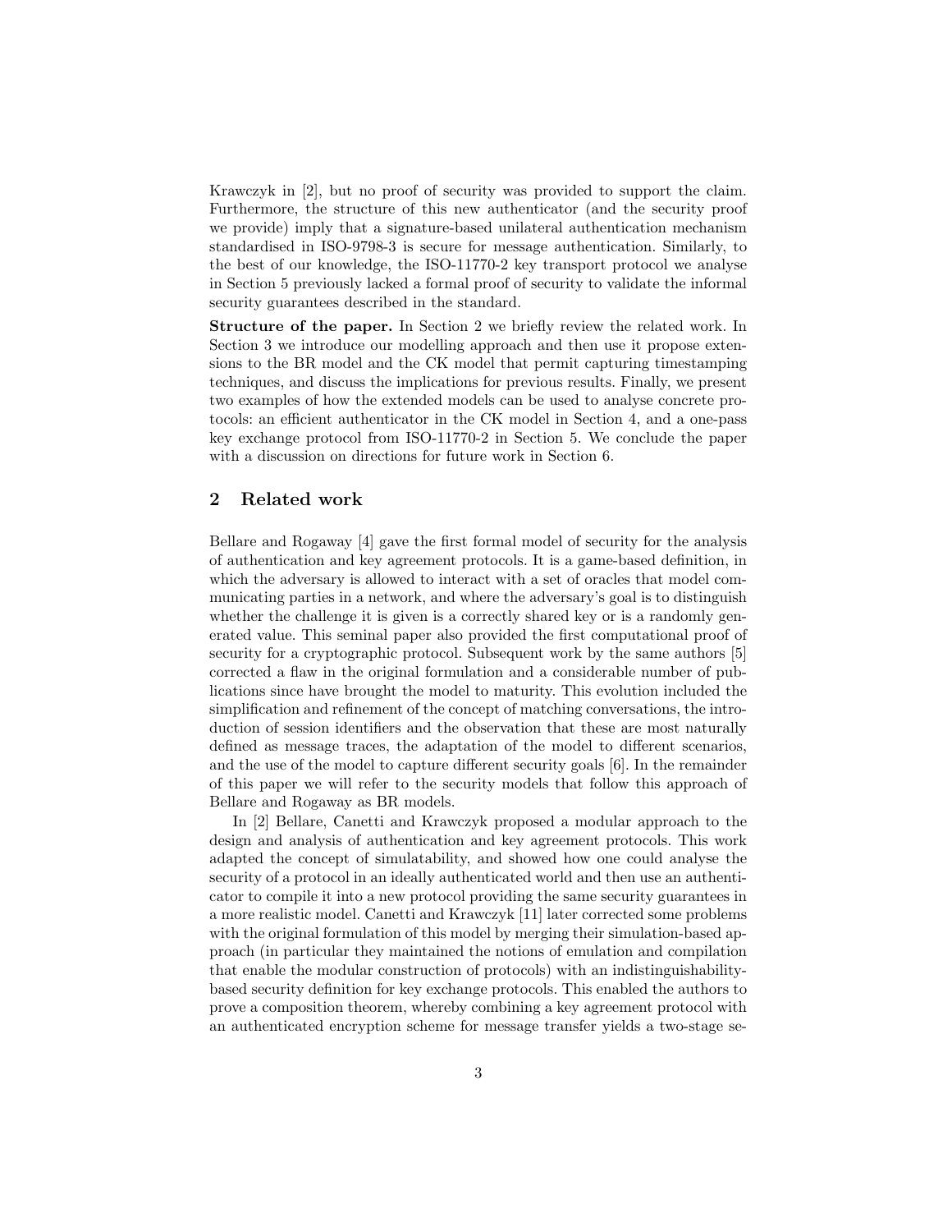Krawczyk in [2], but no proof of security was provided to support the claim. Furthermore, the structure of this new authenticator (and the security proof we provide) imply that a signature-based unilateral authentication mechanism standardised in ISO-9798-3 is secure for message authentication. Similarly, to the best of our knowledge, the ISO-11770-2 key transport protocol we analyse in Section 5 previously lacked a formal proof of security to validate the informal security guarantees described in the standard.

**Structure of the paper.** In Section 2 we briefly review the related work. In Section 3 we introduce our modelling approach and then use it propose extensions to the BR model and the CK model that permit capturing timestamping techniques, and discuss the implications for previous results. Finally, we present two examples of how the extended models can be used to analyse concrete protocols: an efficient authenticator in the CK model in Section 4, and a one-pass key exchange protocol from ISO-11770-2 in Section 5. We conclude the paper with a discussion on directions for future work in Section 6.

## 2 Related work

Bellare and Rogaway [4] gave the first formal model of security for the analysis of authentication and key agreement protocols. It is a game-based definition, in which the adversary is allowed to interact with a set of oracles that model communicating parties in a network, and where the adversary's goal is to distinguish whether the challenge it is given is a correctly shared key or is a randomly generated value. This seminal paper also provided the first computational proof of security for a cryptographic protocol. Subsequent work by the same authors [5] corrected a flaw in the original formulation and a considerable number of publications since have brought the model to maturity. This evolution included the simplification and refinement of the concept of matching conversations, the introduction of session identifiers and the observation that these are most naturally defined as message traces, the adaptation of the model to different scenarios, and the use of the model to capture different security goals [6]. In the remainder of this paper we will refer to the security models that follow this approach of Bellare and Rogaway as BR models.

In [2] Bellare, Canetti and Krawczyk proposed a modular approach to the design and analysis of authentication and key agreement protocols. This work adapted the concept of simulatability, and showed how one could analyse the security of a protocol in an ideally authenticated world and then use an authenticator to compile it into a new protocol providing the same security guarantees in a more realistic model. Canetti and Krawczyk [11] later corrected some problems with the original formulation of this model by merging their simulation-based approach (in particular they maintained the notions of emulation and compilation that enable the modular construction of protocols) with an indistinguishability-based security definition for key exchange protocols. This enabled the authors to prove a composition theorem, whereby combining a key agreement protocol with an authenticated encryption scheme for message transfer yields a two-stage se-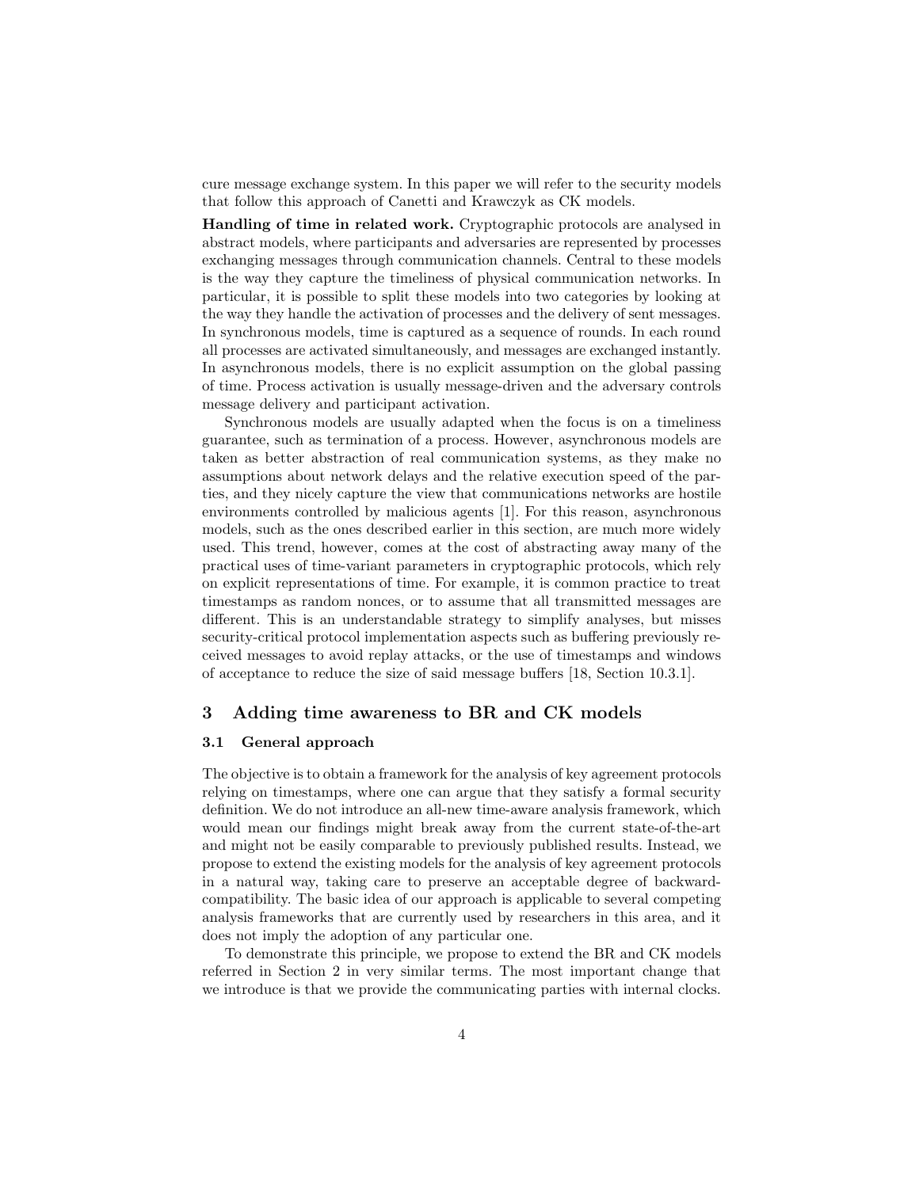cure message exchange system. In this paper we will refer to the security models that follow this approach of Canetti and Krawczyk as CK models.

**Handling of time in related work.** Cryptographic protocols are analysed in abstract models, where participants and adversaries are represented by processes exchanging messages through communication channels. Central to these models is the way they capture the timeliness of physical communication networks. In particular, it is possible to split these models into two categories by looking at the way they handle the activation of processes and the delivery of sent messages. In synchronous models, time is captured as a sequence of rounds. In each round all processes are activated simultaneously, and messages are exchanged instantly. In asynchronous models, there is no explicit assumption on the global passing of time. Process activation is usually message-driven and the adversary controls message delivery and participant activation.

Synchronous models are usually adapted when the focus is on a timeliness guarantee, such as termination of a process. However, asynchronous models are taken as better abstraction of real communication systems, as they make no assumptions about network delays and the relative execution speed of the parties, and they nicely capture the view that communications networks are hostile environments controlled by malicious agents [1]. For this reason, asynchronous models, such as the ones described earlier in this section, are much more widely used. This trend, however, comes at the cost of abstracting away many of the practical uses of time-variant parameters in cryptographic protocols, which rely on explicit representations of time. For example, it is common practice to treat timestamps as random nonces, or to assume that all transmitted messages are different. This is an understandable strategy to simplify analyses, but misses security-critical protocol implementation aspects such as buffering previously received messages to avoid replay attacks, or the use of timestamps and windows of acceptance to reduce the size of said message buffers [18, Section 10.3.1].

## 3 Adding time awareness to BR and CK models

### 3.1 General approach

The objective is to obtain a framework for the analysis of key agreement protocols relying on timestamps, where one can argue that they satisfy a formal security definition. We do not introduce an all-new time-aware analysis framework, which would mean our findings might break away from the current state-of-the-art and might not be easily comparable to previously published results. Instead, we propose to extend the existing models for the analysis of key agreement protocols in a natural way, taking care to preserve an acceptable degree of backward-compatibility. The basic idea of our approach is applicable to several competing analysis frameworks that are currently used by researchers in this area, and it does not imply the adoption of any particular one.

To demonstrate this principle, we propose to extend the BR and CK models referred in Section 2 in very similar terms. The most important change that we introduce is that we provide the communicating parties with internal clocks.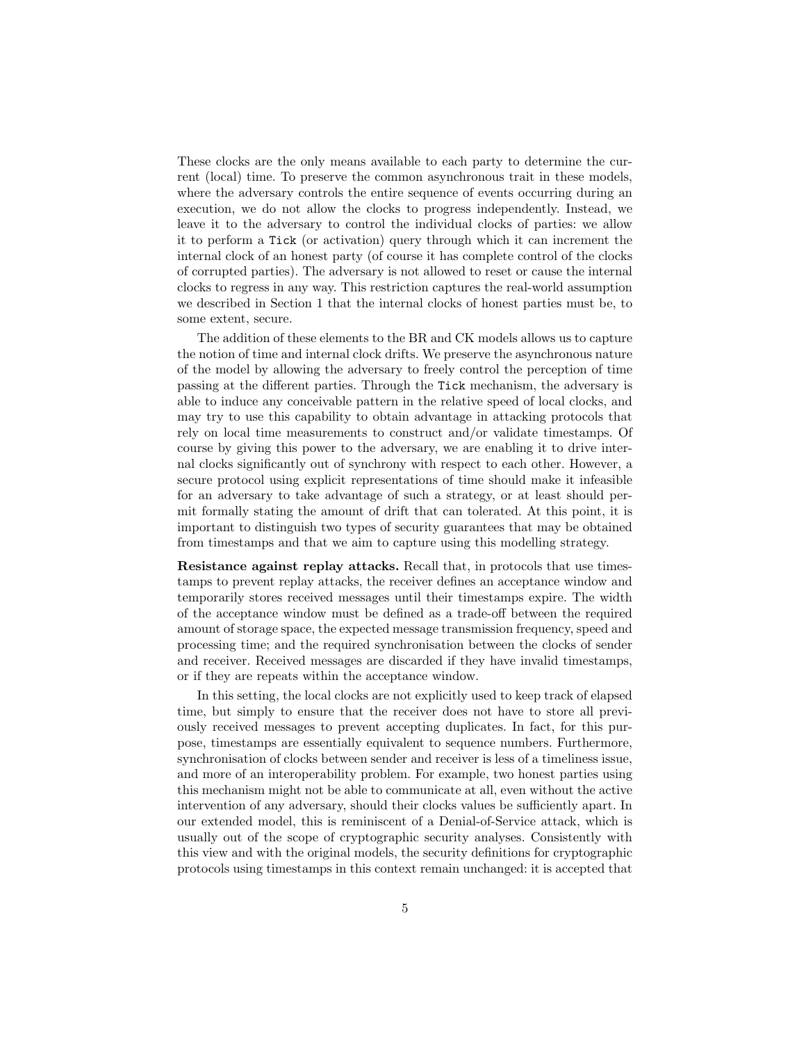These clocks are the only means available to each party to determine the current (local) time. To preserve the common asynchronous trait in these models, where the adversary controls the entire sequence of events occurring during an execution, we do not allow the clocks to progress independently. Instead, we leave it to the adversary to control the individual clocks of parties: we allow it to perform a `Tick` (or activation) query through which it can increment the internal clock of an honest party (of course it has complete control of the clocks of corrupted parties). The adversary is not allowed to reset or cause the internal clocks to regress in any way. This restriction captures the real-world assumption we described in Section 1 that the internal clocks of honest parties must be, to some extent, secure.

The addition of these elements to the BR and CK models allows us to capture the notion of time and internal clock drifts. We preserve the asynchronous nature of the model by allowing the adversary to freely control the perception of time passing at the different parties. Through the `Tick` mechanism, the adversary is able to induce any conceivable pattern in the relative speed of local clocks, and may try to use this capability to obtain advantage in attacking protocols that rely on local time measurements to construct and/or validate timestamps. Of course by giving this power to the adversary, we are enabling it to drive internal clocks significantly out of synchrony with respect to each other. However, a secure protocol using explicit representations of time should make it infeasible for an adversary to take advantage of such a strategy, or at least should permit formally stating the amount of drift that can tolerated. At this point, it is important to distinguish two types of security guarantees that may be obtained from timestamps and that we aim to capture using this modelling strategy.

**Resistance against replay attacks.** Recall that, in protocols that use timestamps to prevent replay attacks, the receiver defines an acceptance window and temporarily stores received messages until their timestamps expire. The width of the acceptance window must be defined as a trade-off between the required amount of storage space, the expected message transmission frequency, speed and processing time; and the required synchronisation between the clocks of sender and receiver. Received messages are discarded if they have invalid timestamps, or if they are repeats within the acceptance window.

In this setting, the local clocks are not explicitly used to keep track of elapsed time, but simply to ensure that the receiver does not have to store all previously received messages to prevent accepting duplicates. In fact, for this purpose, timestamps are essentially equivalent to sequence numbers. Furthermore, synchronisation of clocks between sender and receiver is less of a timeliness issue, and more of an interoperability problem. For example, two honest parties using this mechanism might not be able to communicate at all, even without the active intervention of any adversary, should their clocks values be sufficiently apart. In our extended model, this is reminiscent of a Denial-of-Service attack, which is usually out of the scope of cryptographic security analyses. Consistently with this view and with the original models, the security definitions for cryptographic protocols using timestamps in this context remain unchanged: it is accepted that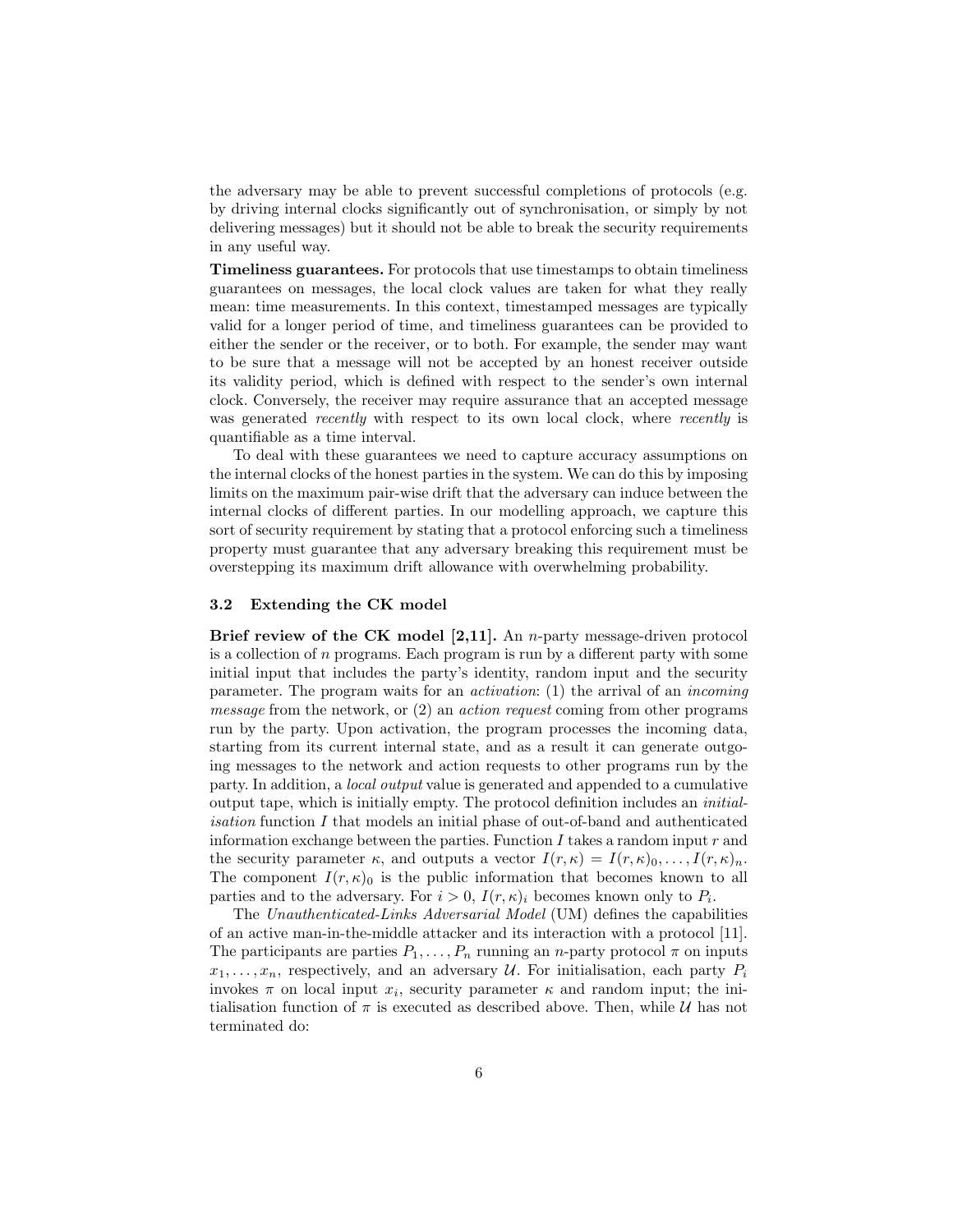the adversary may be able to prevent successful completions of protocols (e.g. by driving internal clocks significantly out of synchronisation, or simply by not delivering messages) but it should not be able to break the security requirements in any useful way.

**Timeliness guarantees.** For protocols that use timestamps to obtain timeliness guarantees on messages, the local clock values are taken for what they really mean: time measurements. In this context, timestamped messages are typically valid for a longer period of time, and timeliness guarantees can be provided to either the sender or the receiver, or to both. For example, the sender may want to be sure that a message will not be accepted by an honest receiver outside its validity period, which is defined with respect to the sender's own internal clock. Conversely, the receiver may require assurance that an accepted message was generated *recently* with respect to its own local clock, where *recently* is quantifiable as a time interval.

To deal with these guarantees we need to capture accuracy assumptions on the internal clocks of the honest parties in the system. We can do this by imposing limits on the maximum pair-wise drift that the adversary can induce between the internal clocks of different parties. In our modelling approach, we capture this sort of security requirement by stating that a protocol enforcing such a timeliness property must guarantee that any adversary breaking this requirement must be overstepping its maximum drift allowance with overwhelming probability.

### 3.2 Extending the CK model

**Brief review of the CK model [2,11].** An $n$-party message-driven protocol is a collection of $n$ programs. Each program is run by a different party with some initial input that includes the party's identity, random input and the security parameter. The program waits for an *activation*: (1) the arrival of an *incoming message* from the network, or (2) an *action request* coming from other programs run by the party. Upon activation, the program processes the incoming data, starting from its current internal state, and as a result it can generate outgoing messages to the network and action requests to other programs run by the party. In addition, a *local output* value is generated and appended to a cumulative output tape, which is initially empty. The protocol definition includes an *initialisation* function $I$ that models an initial phase of out-of-band and authenticated information exchange between the parties. Function $I$ takes a random input $r$ and the security parameter $\kappa$, and outputs a vector $I(r,\kappa) = I(r,\kappa)_0, \ldots, I(r,\kappa)_n$. The component $I(r,\kappa)_0$ is the public information that becomes known to all parties and to the adversary. For $i > 0$, $I(r,\kappa)_i$ becomes known only to $P_i$.

The *Unauthenticated-Links Adversarial Model* (UM) defines the capabilities of an active man-in-the-middle attacker and its interaction with a protocol [11]. The participants are parties $P_1, \ldots, P_n$ running an $n$-party protocol $\pi$ on inputs $x_1, \ldots, x_n$, respectively, and an adversary $\mathcal{U}$. For initialisation, each party $P_i$ invokes $\pi$ on local input $x_i$, security parameter $\kappa$ and random input; the initialisation function of $\pi$ is executed as described above. Then, while $\mathcal{U}$ has not terminated do: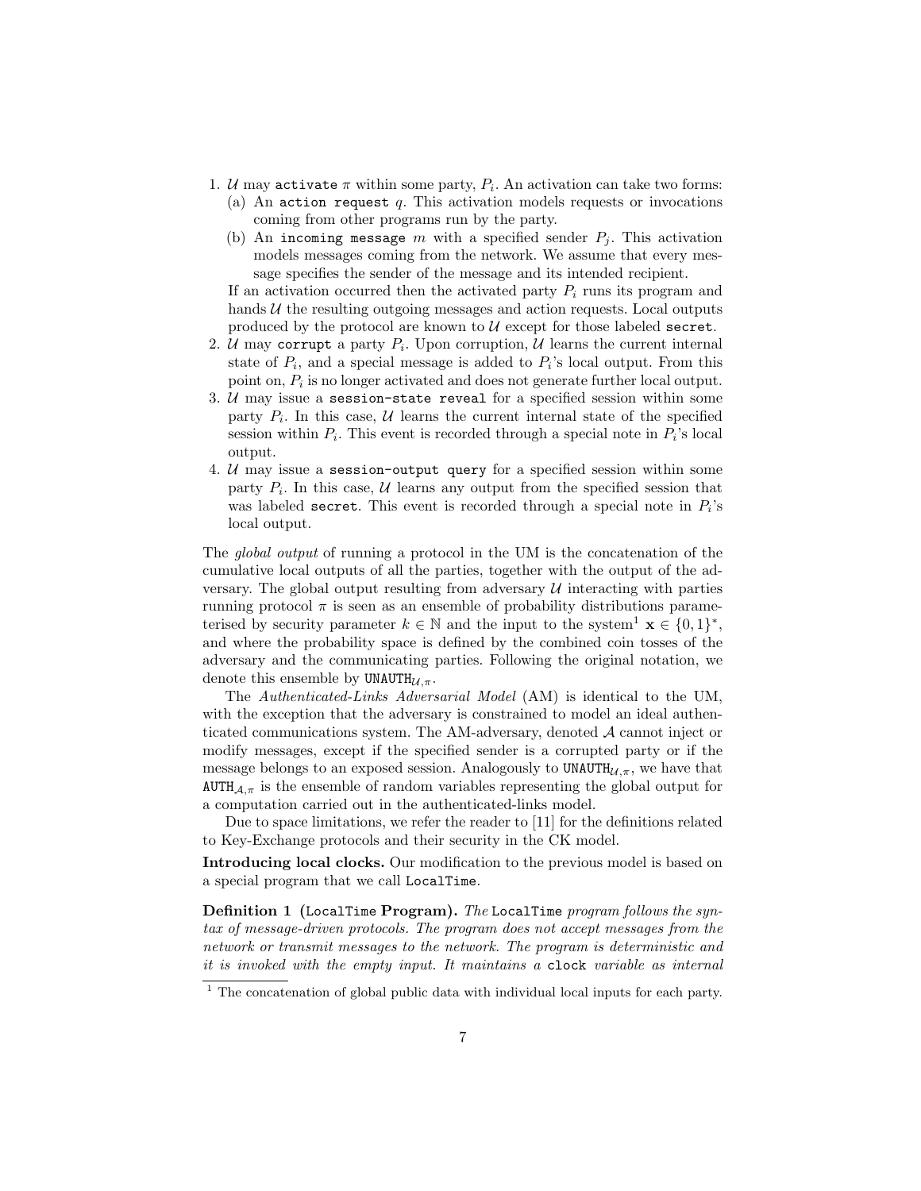1. $\mathcal{U}$ may `activate` $\pi$ within some party, $P_i$. An activation can take two forms:
   (a) An `action request` $q$. This activation models requests or invocations coming from other programs run by the party.
   (b) An `incoming message` $m$ with a specified sender $P_j$. This activation models messages coming from the network. We assume that every message specifies the sender of the message and its intended recipient.

   If an activation occurred then the activated party $P_i$ runs its program and hands $\mathcal{U}$ the resulting outgoing messages and action requests. Local outputs produced by the protocol are known to $\mathcal{U}$ except for those labeled `secret`.
2. $\mathcal{U}$ may `corrupt` a party $P_i$. Upon corruption, $\mathcal{U}$ learns the current internal state of $P_i$, and a special message is added to $P_i$'s local output. From this point on, $P_i$ is no longer activated and does not generate further local output.
3. $\mathcal{U}$ may issue a `session-state reveal` for a specified session within some party $P_i$. In this case, $\mathcal{U}$ learns the current internal state of the specified session within $P_i$. This event is recorded through a special note in $P_i$'s local output.
4. $\mathcal{U}$ may issue a `session-output query` for a specified session within some party $P_i$. In this case, $\mathcal{U}$ learns any output from the specified session that was labeled `secret`. This event is recorded through a special note in $P_i$'s local output.

The *global output* of running a protocol in the UM is the concatenation of the cumulative local outputs of all the parties, together with the output of the adversary. The global output resulting from adversary $\mathcal{U}$ interacting with parties running protocol $\pi$ is seen as an ensemble of probability distributions parameterised by security parameter $k \in \mathbb{N}$ and the input to the system[1] $\mathbf{x} \in \{0,1\}^*$, and where the probability space is defined by the combined coin tosses of the adversary and the communicating parties. Following the original notation, we denote this ensemble by $\mathtt{UNAUTH}_{\mathcal{U},\pi}$.

The *Authenticated-Links Adversarial Model* (AM) is identical to the UM, with the exception that the adversary is constrained to model an ideal authenticated communications system. The AM-adversary, denoted $\mathcal{A}$ cannot inject or modify messages, except if the specified sender is a corrupted party or if the message belongs to an exposed session. Analogously to $\mathtt{UNAUTH}_{\mathcal{U},\pi}$, we have that $\mathtt{AUTH}_{\mathcal{A},\pi}$ is the ensemble of random variables representing the global output for a computation carried out in the authenticated-links model.

Due to space limitations, we refer the reader to [11] for the definitions related to Key-Exchange protocols and their security in the CK model.

**Introducing local clocks.** Our modification to the previous model is based on a special program that we call `LocalTime`.

**Definition 1** **(`LocalTime` Program).** *The* `LocalTime` *program follows the syntax of message-driven protocols. The program does not accept messages from the network or transmit messages to the network. The program is deterministic and it is invoked with the empty input. It maintains a* `clock` *variable as internal*

[1] The concatenation of global public data with individual local inputs for each party.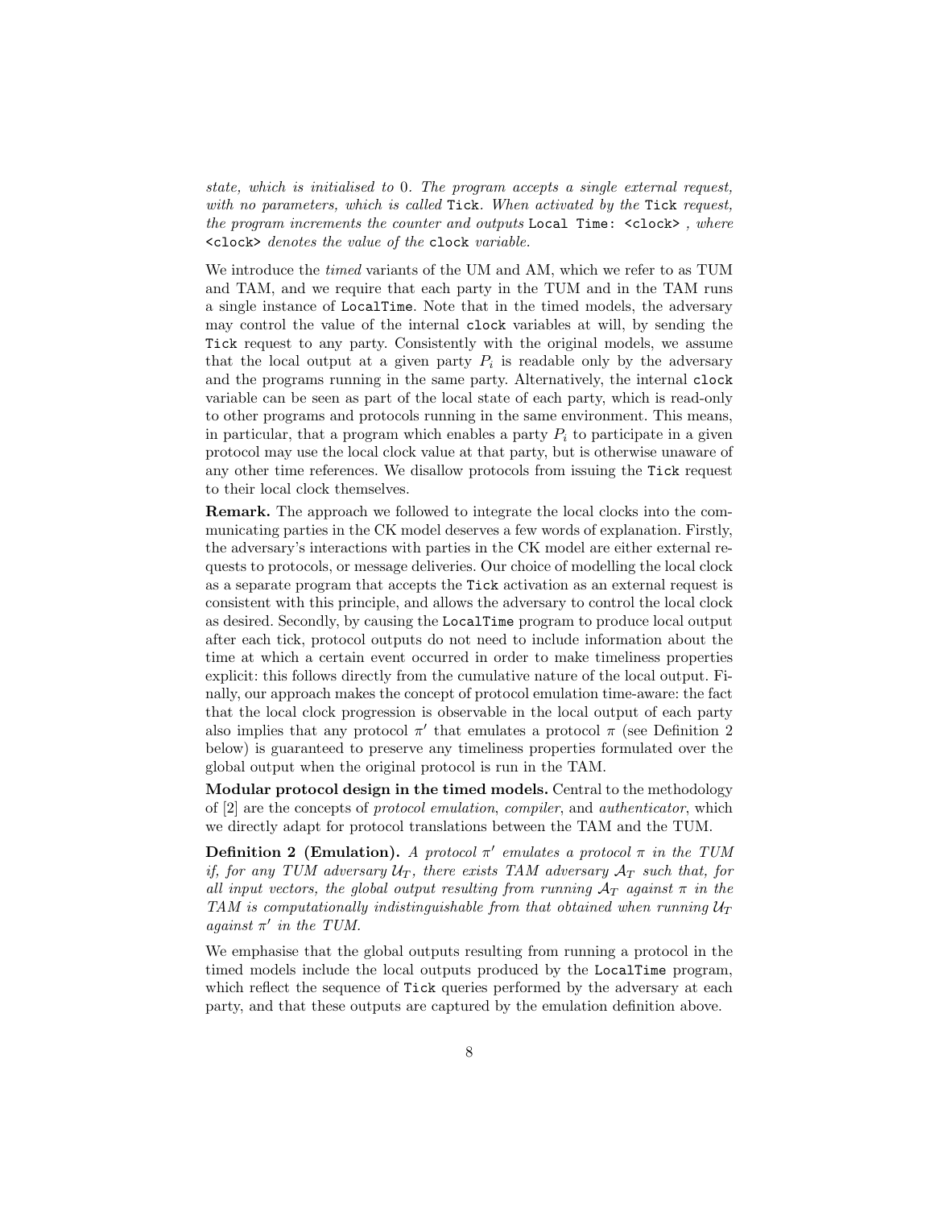*state, which is initialised to* 0*. The program accepts a single external request, with no parameters, which is called* `Tick`*. When activated by the* `Tick` *request, the program increments the counter and outputs* `Local Time: <clock>` *, where* `<clock>` *denotes the value of the* `clock` *variable.*

We introduce the *timed* variants of the UM and AM, which we refer to as TUM and TAM, and we require that each party in the TUM and in the TAM runs a single instance of `LocalTime`. Note that in the timed models, the adversary may control the value of the internal `clock` variables at will, by sending the `Tick` request to any party. Consistently with the original models, we assume that the local output at a given party $P_i$ is readable only by the adversary and the programs running in the same party. Alternatively, the internal `clock` variable can be seen as part of the local state of each party, which is read-only to other programs and protocols running in the same environment. This means, in particular, that a program which enables a party $P_i$ to participate in a given protocol may use the local clock value at that party, but is otherwise unaware of any other time references. We disallow protocols from issuing the `Tick` request to their local clock themselves.

**Remark.** The approach we followed to integrate the local clocks into the communicating parties in the CK model deserves a few words of explanation. Firstly, the adversary's interactions with parties in the CK model are either external requests to protocols, or message deliveries. Our choice of modelling the local clock as a separate program that accepts the `Tick` activation as an external request is consistent with this principle, and allows the adversary to control the local clock as desired. Secondly, by causing the `LocalTime` program to produce local output after each tick, protocol outputs do not need to include information about the time at which a certain event occurred in order to make timeliness properties explicit: this follows directly from the cumulative nature of the local output. Finally, our approach makes the concept of protocol emulation time-aware: the fact that the local clock progression is observable in the local output of each party also implies that any protocol $\pi'$ that emulates a protocol $\pi$ (see Definition 2 below) is guaranteed to preserve any timeliness properties formulated over the global output when the original protocol is run in the TAM.

**Modular protocol design in the timed models.** Central to the methodology of [2] are the concepts of *protocol emulation*, *compiler*, and *authenticator*, which we directly adapt for protocol translations between the TAM and the TUM.

**Definition 2 (Emulation).** *A protocol $\pi'$ emulates a protocol $\pi$ in the TUM if, for any TUM adversary $\mathcal{U}_T$, there exists TAM adversary $\mathcal{A}_T$ such that, for all input vectors, the global output resulting from running $\mathcal{A}_T$ against $\pi$ in the TAM is computationally indistinguishable from that obtained when running $\mathcal{U}_T$ against $\pi'$ in the TUM.*

We emphasise that the global outputs resulting from running a protocol in the timed models include the local outputs produced by the `LocalTime` program, which reflect the sequence of `Tick` queries performed by the adversary at each party, and that these outputs are captured by the emulation definition above.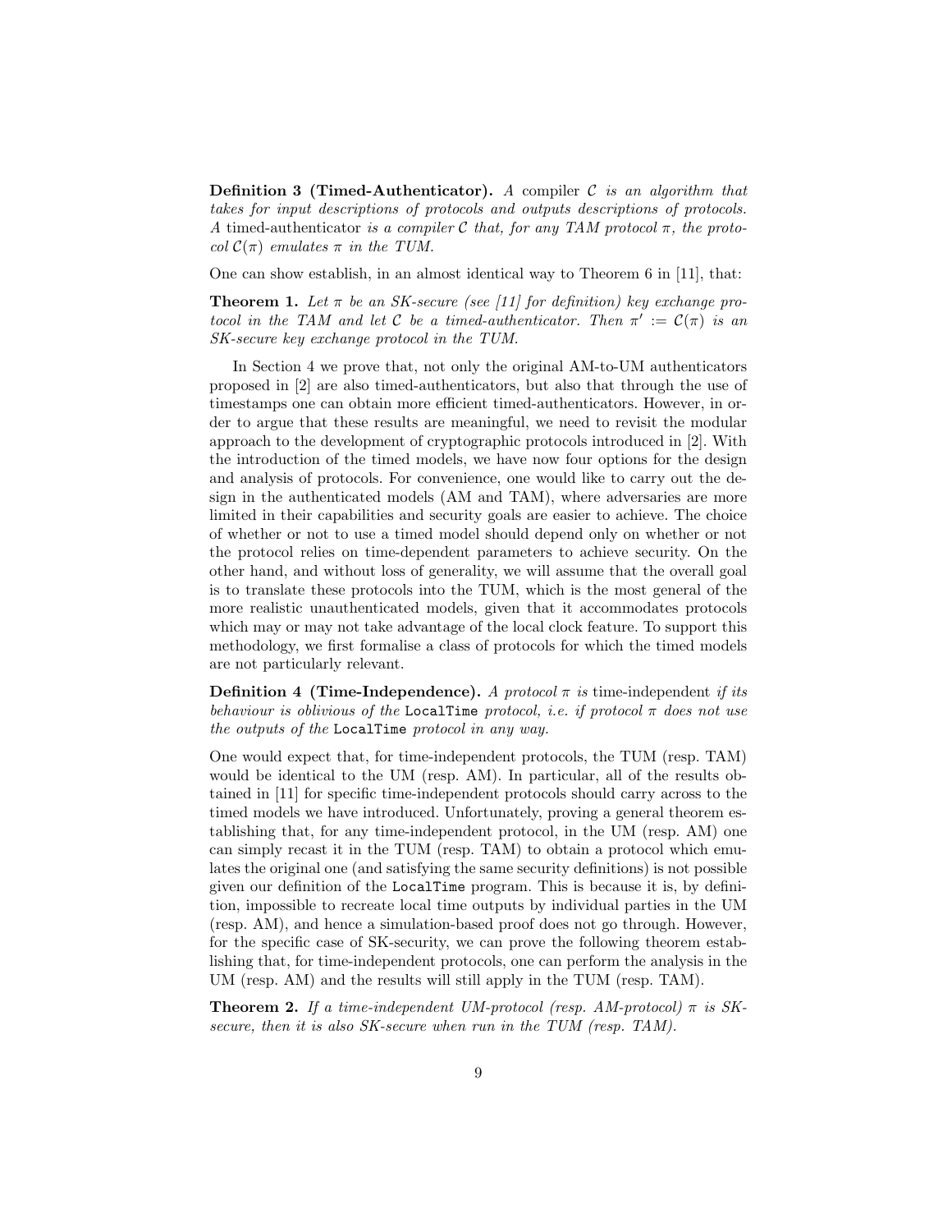**Definition 3 (Timed-Authenticator).** *A* compiler $\mathcal{C}$ *is an algorithm that takes for input descriptions of protocols and outputs descriptions of protocols. A* timed-authenticator *is a compiler* $\mathcal{C}$ *that, for any TAM protocol* $\pi$*, the protocol* $\mathcal{C}(\pi)$ *emulates* $\pi$ *in the TUM.*

One can show establish, in an almost identical way to Theorem 6 in [11], that:

**Theorem 1.** *Let* $\pi$ *be an SK-secure (see [11] for definition) key exchange protocol in the TAM and let* $\mathcal{C}$ *be a timed-authenticator. Then* $\pi' := \mathcal{C}(\pi)$ *is an SK-secure key exchange protocol in the TUM.*

In Section 4 we prove that, not only the original AM-to-UM authenticators proposed in [2] are also timed-authenticators, but also that through the use of timestamps one can obtain more efficient timed-authenticators. However, in order to argue that these results are meaningful, we need to revisit the modular approach to the development of cryptographic protocols introduced in [2]. With the introduction of the timed models, we have now four options for the design and analysis of protocols. For convenience, one would like to carry out the design in the authenticated models (AM and TAM), where adversaries are more limited in their capabilities and security goals are easier to achieve. The choice of whether or not to use a timed model should depend only on whether or not the protocol relies on time-dependent parameters to achieve security. On the other hand, and without loss of generality, we will assume that the overall goal is to translate these protocols into the TUM, which is the most general of the more realistic unauthenticated models, given that it accommodates protocols which may or may not take advantage of the local clock feature. To support this methodology, we first formalise a class of protocols for which the timed models are not particularly relevant.

**Definition 4 (Time-Independence).** *A protocol* $\pi$ *is* time-independent *if its behaviour is oblivious of the* `LocalTime` *protocol, i.e. if protocol* $\pi$ *does not use the outputs of the* `LocalTime` *protocol in any way.*

One would expect that, for time-independent protocols, the TUM (resp. TAM) would be identical to the UM (resp. AM). In particular, all of the results obtained in [11] for specific time-independent protocols should carry across to the timed models we have introduced. Unfortunately, proving a general theorem establishing that, for any time-independent protocol, in the UM (resp. AM) one can simply recast it in the TUM (resp. TAM) to obtain a protocol which emulates the original one (and satisfying the same security definitions) is not possible given our definition of the `LocalTime` program. This is because it is, by definition, impossible to recreate local time outputs by individual parties in the UM (resp. AM), and hence a simulation-based proof does not go through. However, for the specific case of SK-security, we can prove the following theorem establishing that, for time-independent protocols, one can perform the analysis in the UM (resp. AM) and the results will still apply in the TUM (resp. TAM).

**Theorem 2.** *If a time-independent UM-protocol (resp. AM-protocol)* $\pi$ *is SK-secure, then it is also SK-secure when run in the TUM (resp. TAM).*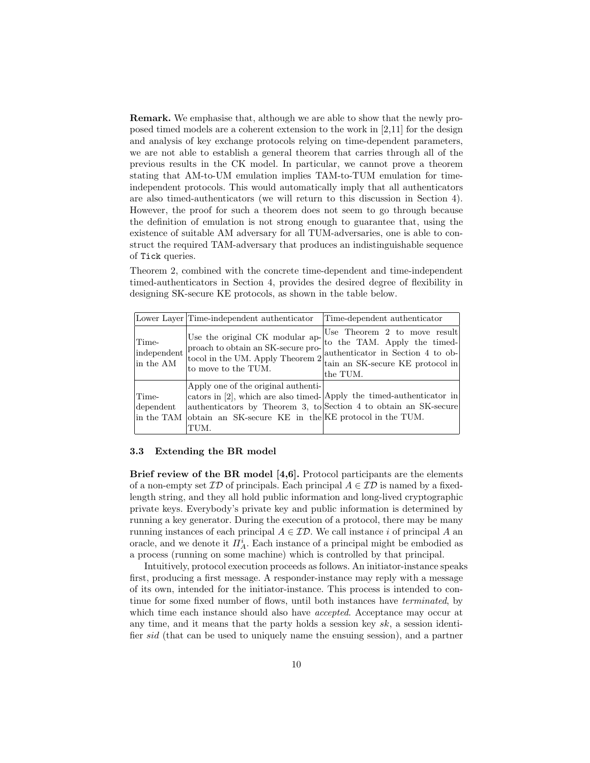**Remark.** We emphasise that, although we are able to show that the newly proposed timed models are a coherent extension to the work in [2,11] for the design and analysis of key exchange protocols relying on time-dependent parameters, we are not able to establish a general theorem that carries through all of the previous results in the CK model. In particular, we cannot prove a theorem stating that AM-to-UM emulation implies TAM-to-TUM emulation for time-independent protocols. This would automatically imply that all authenticators are also timed-authenticators (we will return to this discussion in Section 4). However, the proof for such a theorem does not seem to go through because the definition of emulation is not strong enough to guarantee that, using the existence of suitable AM adversary for all TUM-adversaries, one is able to construct the required TAM-adversary that produces an indistinguishable sequence of `Tick` queries.

Theorem 2, combined with the concrete time-dependent and time-independent timed-authenticators in Section 4, provides the desired degree of flexibility in designing SK-secure KE protocols, as shown in the table below.

| Lower Layer | Time-independent authenticator | Time-dependent authenticator |
|---|---|---|
| Time-independent in the AM | Use the original CK modular approach to obtain an SK-secure protocol in the UM. Apply Theorem 2 to move to the TUM. | Use Theorem 2 to move result to the TAM. Apply the timed-authenticator in Section 4 to obtain an SK-secure KE protocol in the TUM. |
| Time-dependent in the TAM | Apply one of the original authenticators in [2], which are also timed-authenticators by Theorem 3, to obtain an SK-secure KE in the TUM. | Apply the timed-authenticator in Section 4 to obtain an SK-secure KE protocol in the TUM. |

### 3.3 Extending the BR model

**Brief review of the BR model [4,6].** Protocol participants are the elements of a non-empty set $\mathcal{ID}$ of principals. Each principal $A \in \mathcal{ID}$ is named by a fixed-length string, and they all hold public information and long-lived cryptographic private keys. Everybody's private key and public information is determined by running a key generator. During the execution of a protocol, there may be many running instances of each principal $A \in \mathcal{ID}$. We call instance $i$ of principal $A$ an oracle, and we denote it $\Pi_A^i$. Each instance of a principal might be embodied as a process (running on some machine) which is controlled by that principal.

Intuitively, protocol execution proceeds as follows. An initiator-instance speaks first, producing a first message. A responder-instance may reply with a message of its own, intended for the initiator-instance. This process is intended to continue for some fixed number of flows, until both instances have *terminated*, by which time each instance should also have *accepted*. Acceptance may occur at any time, and it means that the party holds a session key $sk$, a session identifier $sid$ (that can be used to uniquely name the ensuing session), and a partner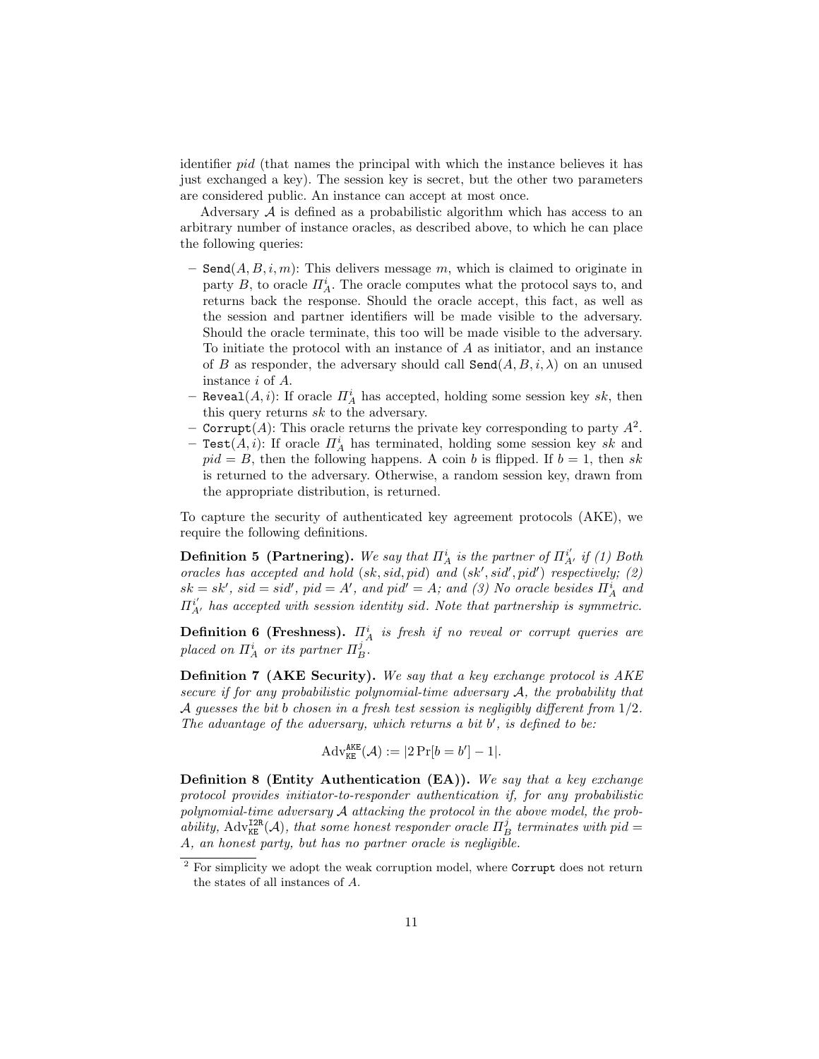identifier *pid* (that names the principal with which the instance believes it has just exchanged a key). The session key is secret, but the other two parameters are considered public. An instance can accept at most once.

Adversary $\mathcal{A}$ is defined as a probabilistic algorithm which has access to an arbitrary number of instance oracles, as described above, to which he can place the following queries:

- $\texttt{Send}(A, B, i, m)$: This delivers message $m$, which is claimed to originate in party $B$, to oracle $\Pi_A^i$. The oracle computes what the protocol says to, and returns back the response. Should the oracle accept, this fact, as well as the session and partner identifiers will be made visible to the adversary. Should the oracle terminate, this too will be made visible to the adversary. To initiate the protocol with an instance of $A$ as initiator, and an instance of $B$ as responder, the adversary should call $\texttt{Send}(A, B, i, \lambda)$ on an unused instance $i$ of $A$.
- $\texttt{Reveal}(A, i)$: If oracle $\Pi_A^i$ has accepted, holding some session key $sk$, then this query returns $sk$ to the adversary.
- $\texttt{Corrupt}(A)$: This oracle returns the private key corresponding to party $A$[2].
- $\texttt{Test}(A, i)$: If oracle $\Pi_A^i$ has terminated, holding some session key $sk$ and $pid = B$, then the following happens. A coin $b$ is flipped. If $b = 1$, then $sk$ is returned to the adversary. Otherwise, a random session key, drawn from the appropriate distribution, is returned.

To capture the security of authenticated key agreement protocols (AKE), we require the following definitions.

**Definition 5 (Partnering).** *We say that $\Pi_A^i$ is the partner of $\Pi_{A'}^{i'}$ if (1) Both oracles has accepted and hold $(sk, sid, pid)$ and $(sk', sid', pid')$ respectively; (2) $sk = sk'$, $sid = sid'$, $pid = A'$, and $pid' = A$; and (3) No oracle besides $\Pi_A^i$ and $\Pi_{A'}^{i'}$ has accepted with session identity sid. Note that partnership is symmetric.*

**Definition 6 (Freshness).** *$\Pi_A^i$ is fresh if no reveal or corrupt queries are placed on $\Pi_A^i$ or its partner $\Pi_B^j$.*

**Definition 7 (AKE Security).** *We say that a key exchange protocol is AKE secure if for any probabilistic polynomial-time adversary $\mathcal{A}$, the probability that $\mathcal{A}$ guesses the bit b chosen in a fresh test session is negligibly different from 1/2. The advantage of the adversary, which returns a bit $b'$, is defined to be:*

$$\mathrm{Adv}_{\mathtt{KE}}^{\mathtt{AKE}}(\mathcal{A}) := |2\Pr[b = b'] - 1|.$$

**Definition 8 (Entity Authentication (EA)).** *We say that a key exchange protocol provides initiator-to-responder authentication if, for any probabilistic polynomial-time adversary $\mathcal{A}$ attacking the protocol in the above model, the probability, $\mathrm{Adv}_{\mathtt{KE}}^{\mathtt{I2R}}(\mathcal{A})$, that some honest responder oracle $\Pi_B^j$ terminates with $pid = A$, an honest party, but has no partner oracle is negligible.*

[2] For simplicity we adopt the weak corruption model, where Corrupt does not return the states of all instances of $A$.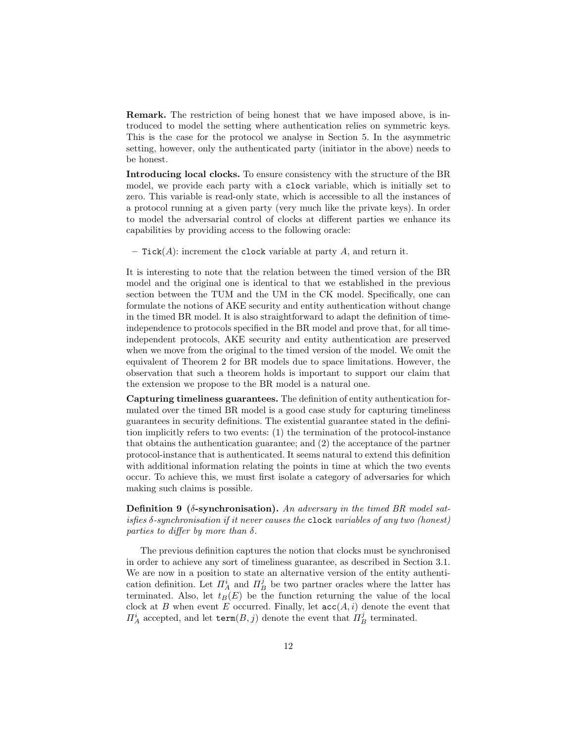**Remark.** The restriction of being honest that we have imposed above, is introduced to model the setting where authentication relies on symmetric keys. This is the case for the protocol we analyse in Section 5. In the asymmetric setting, however, only the authenticated party (initiator in the above) needs to be honest.

**Introducing local clocks.** To ensure consistency with the structure of the BR model, we provide each party with a `clock` variable, which is initially set to zero. This variable is read-only state, which is accessible to all the instances of a protocol running at a given party (very much like the private keys). In order to model the adversarial control of clocks at different parties we enhance its capabilities by providing access to the following oracle:

– `Tick`$(A)$: increment the `clock` variable at party $A$, and return it.

It is interesting to note that the relation between the timed version of the BR model and the original one is identical to that we established in the previous section between the TUM and the UM in the CK model. Specifically, one can formulate the notions of AKE security and entity authentication without change in the timed BR model. It is also straightforward to adapt the definition of time-independence to protocols specified in the BR model and prove that, for all time-independent protocols, AKE security and entity authentication are preserved when we move from the original to the timed version of the model. We omit the equivalent of Theorem 2 for BR models due to space limitations. However, the observation that such a theorem holds is important to support our claim that the extension we propose to the BR model is a natural one.

**Capturing timeliness guarantees.** The definition of entity authentication formulated over the timed BR model is a good case study for capturing timeliness guarantees in security definitions. The existential guarantee stated in the definition implicitly refers to two events: (1) the termination of the protocol-instance that obtains the authentication guarantee; and (2) the acceptance of the partner protocol-instance that is authenticated. It seems natural to extend this definition with additional information relating the points in time at which the two events occur. To achieve this, we must first isolate a category of adversaries for which making such claims is possible.

**Definition 9 ($\delta$-synchronisation).** *An adversary in the timed BR model satisfies $\delta$-synchronisation if it never causes the* `clock` *variables of any two (honest) parties to differ by more than $\delta$.*

The previous definition captures the notion that clocks must be synchronised in order to achieve any sort of timeliness guarantee, as described in Section 3.1. We are now in a position to state an alternative version of the entity authentication definition. Let $\Pi_A^i$ and $\Pi_B^j$ be two partner oracles where the latter has terminated. Also, let $t_B(E)$ be the function returning the value of the local clock at $B$ when event $E$ occurred. Finally, let $\texttt{acc}(A,i)$ denote the event that $\Pi_A^i$ accepted, and let $\texttt{term}(B,j)$ denote the event that $\Pi_B^j$ terminated.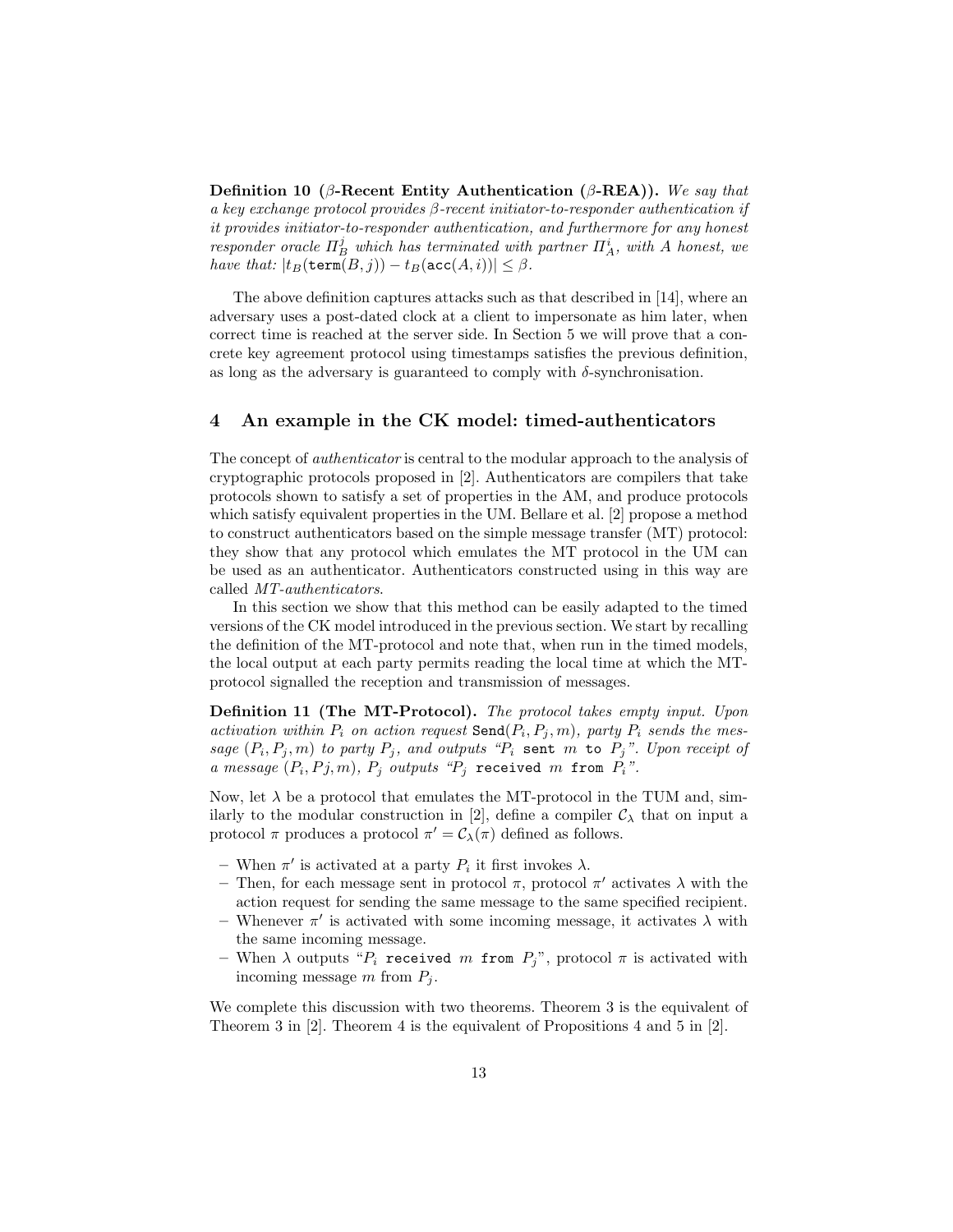**Definition 10 ($\beta$-Recent Entity Authentication ($\beta$-REA)).** *We say that a key exchange protocol provides $\beta$-recent initiator-to-responder authentication if it provides initiator-to-responder authentication, and furthermore for any honest responder oracle $\Pi_B^j$ which has terminated with partner $\Pi_A^i$, with $A$ honest, we have that: $|t_B(\texttt{term}(B,j)) - t_B(\texttt{acc}(A,i))| \leq \beta$.*

The above definition captures attacks such as that described in [14], where an adversary uses a post-dated clock at a client to impersonate as him later, when correct time is reached at the server side. In Section 5 we will prove that a concrete key agreement protocol using timestamps satisfies the previous definition, as long as the adversary is guaranteed to comply with $\delta$-synchronisation.

## 4 An example in the CK model: timed-authenticators

The concept of *authenticator* is central to the modular approach to the analysis of cryptographic protocols proposed in [2]. Authenticators are compilers that take protocols shown to satisfy a set of properties in the AM, and produce protocols which satisfy equivalent properties in the UM. Bellare et al. [2] propose a method to construct authenticators based on the simple message transfer (MT) protocol: they show that any protocol which emulates the MT protocol in the UM can be used as an authenticator. Authenticators constructed using in this way are called *MT-authenticators*.

In this section we show that this method can be easily adapted to the timed versions of the CK model introduced in the previous section. We start by recalling the definition of the MT-protocol and note that, when run in the timed models, the local output at each party permits reading the local time at which the MT-protocol signalled the reception and transmission of messages.

**Definition 11 (The MT-Protocol).** *The protocol takes empty input. Upon activation within $P_i$ on action request $\texttt{Send}(P_i, P_j, m)$, party $P_i$ sends the message $(P_i, P_j, m)$ to party $P_j$, and outputs "$P_i$ `sent` $m$ `to` $P_j$". Upon receipt of a message $(P_i, Pj, m)$, $P_j$ outputs "$P_j$ `received` $m$ `from` $P_i$".*

Now, let $\lambda$ be a protocol that emulates the MT-protocol in the TUM and, similarly to the modular construction in [2], define a compiler $\mathcal{C}_\lambda$ that on input a protocol $\pi$ produces a protocol $\pi' = \mathcal{C}_\lambda(\pi)$ defined as follows.

- When $\pi'$ is activated at a party $P_i$ it first invokes $\lambda$.
- Then, for each message sent in protocol $\pi$, protocol $\pi'$ activates $\lambda$ with the action request for sending the same message to the same specified recipient.
- Whenever $\pi'$ is activated with some incoming message, it activates $\lambda$ with the same incoming message.
- When $\lambda$ outputs "$P_i$ `received` $m$ `from` $P_j$", protocol $\pi$ is activated with incoming message $m$ from $P_j$.

We complete this discussion with two theorems. Theorem 3 is the equivalent of Theorem 3 in [2]. Theorem 4 is the equivalent of Propositions 4 and 5 in [2].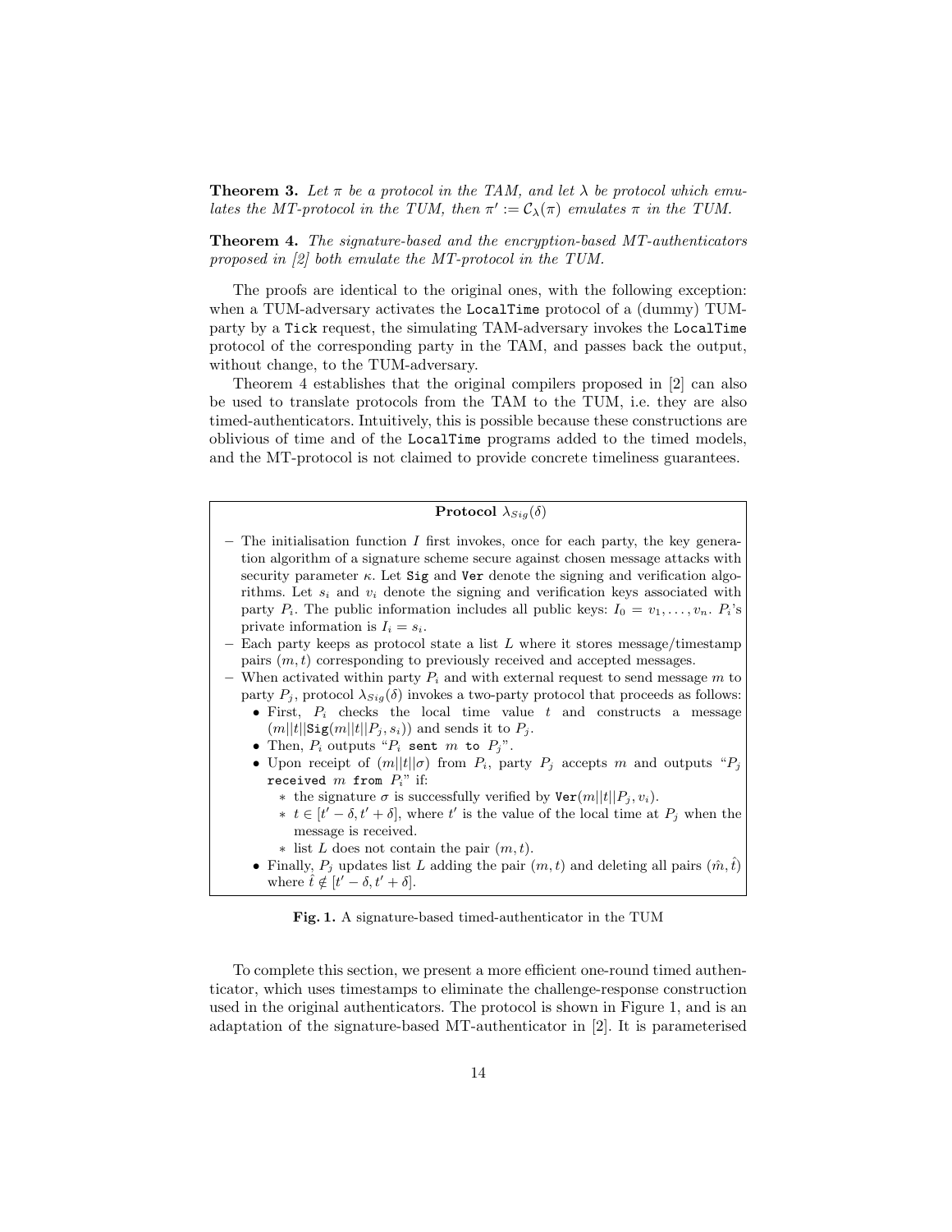**Theorem 3.** *Let $\pi$ be a protocol in the TAM, and let $\lambda$ be protocol which emulates the MT-protocol in the TUM, then $\pi' := \mathcal{C}_\lambda(\pi)$ emulates $\pi$ in the TUM.*

**Theorem 4.** *The signature-based and the encryption-based MT-authenticators proposed in [2] both emulate the MT-protocol in the TUM.*

The proofs are identical to the original ones, with the following exception: when a TUM-adversary activates the `LocalTime` protocol of a (dummy) TUM-party by a `Tick` request, the simulating TAM-adversary invokes the `LocalTime` protocol of the corresponding party in the TAM, and passes back the output, without change, to the TUM-adversary.

Theorem 4 establishes that the original compilers proposed in [2] can also be used to translate protocols from the TAM to the TUM, i.e. they are also timed-authenticators. Intuitively, this is possible because these constructions are oblivious of time and of the `LocalTime` programs added to the timed models, and the MT-protocol is not claimed to provide concrete timeliness guarantees.

**Protocol $\lambda_{Sig}(\delta)$**

- The initialisation function $I$ first invokes, once for each party, the key generation algorithm of a signature scheme secure against chosen message attacks with security parameter $\kappa$. Let `Sig` and `Ver` denote the signing and verification algorithms. Let $s_i$ and $v_i$ denote the signing and verification keys associated with party $P_i$. The public information includes all public keys: $I_0 = v_1, \ldots, v_n$. $P_i$'s private information is $I_i = s_i$.
- Each party keeps as protocol state a list $L$ where it stores message/timestamp pairs $(m, t)$ corresponding to previously received and accepted messages.
- When activated within party $P_i$ and with external request to send message $m$ to party $P_j$, protocol $\lambda_{Sig}(\delta)$ invokes a two-party protocol that proceeds as follows:
  - First, $P_i$ checks the local time value $t$ and constructs a message $(m||t||\texttt{Sig}(m||t||P_j, s_i))$ and sends it to $P_j$.
  - Then, $P_i$ outputs "$P_i$ `sent` $m$ `to` $P_j$".
  - Upon receipt of $(m||t||\sigma)$ from $P_i$, party $P_j$ accepts $m$ and outputs "$P_j$ `received` $m$ `from` $P_i$" if:
    - the signature $\sigma$ is successfully verified by $\texttt{Ver}(m||t||P_j, v_i)$.
    - $t \in [t' - \delta, t' + \delta]$, where $t'$ is the value of the local time at $P_j$ when the message is received.
    - list $L$ does not contain the pair $(m, t)$.
  - Finally, $P_j$ updates list $L$ adding the pair $(m, t)$ and deleting all pairs $(\hat{m}, \hat{t})$ where $\hat{t} \notin [t' - \delta, t' + \delta]$.

**Fig. 1.** A signature-based timed-authenticator in the TUM

To complete this section, we present a more efficient one-round timed authenticator, which uses timestamps to eliminate the challenge-response construction used in the original authenticators. The protocol is shown in Figure 1, and is an adaptation of the signature-based MT-authenticator in [2]. It is parameterised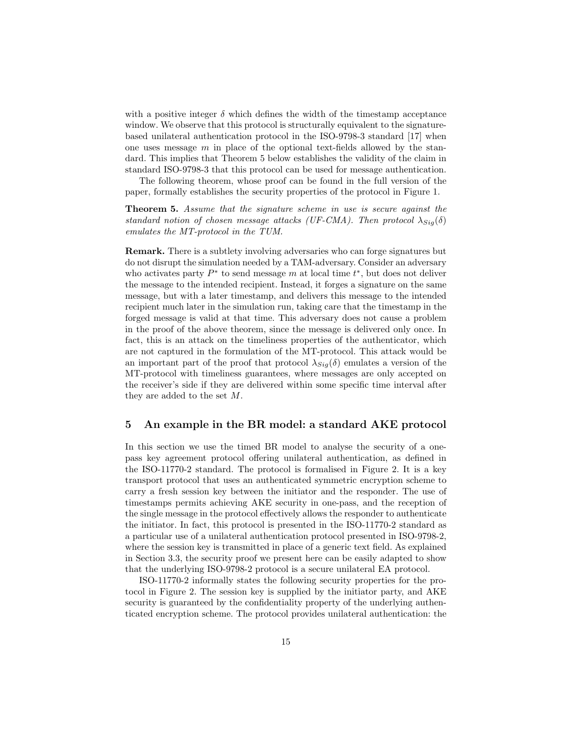with a positive integer $\delta$ which defines the width of the timestamp acceptance window. We observe that this protocol is structurally equivalent to the signature-based unilateral authentication protocol in the ISO-9798-3 standard [17] when one uses message $m$ in place of the optional text-fields allowed by the standard. This implies that Theorem 5 below establishes the validity of the claim in standard ISO-9798-3 that this protocol can be used for message authentication.

The following theorem, whose proof can be found in the full version of the paper, formally establishes the security properties of the protocol in Figure 1.

**Theorem 5.** *Assume that the signature scheme in use is secure against the standard notion of chosen message attacks (UF-CMA). Then protocol $\lambda_{Sig}(\delta)$ emulates the MT-protocol in the TUM.*

**Remark.** There is a subtlety involving adversaries who can forge signatures but do not disrupt the simulation needed by a TAM-adversary. Consider an adversary who activates party $P^*$ to send message $m$ at local time $t^*$, but does not deliver the message to the intended recipient. Instead, it forges a signature on the same message, but with a later timestamp, and delivers this message to the intended recipient much later in the simulation run, taking care that the timestamp in the forged message is valid at that time. This adversary does not cause a problem in the proof of the above theorem, since the message is delivered only once. In fact, this is an attack on the timeliness properties of the authenticator, which are not captured in the formulation of the MT-protocol. This attack would be an important part of the proof that protocol $\lambda_{Sig}(\delta)$ emulates a version of the MT-protocol with timeliness guarantees, where messages are only accepted on the receiver's side if they are delivered within some specific time interval after they are added to the set $M$.

## 5 An example in the BR model: a standard AKE protocol

In this section we use the timed BR model to analyse the security of a one-pass key agreement protocol offering unilateral authentication, as defined in the ISO-11770-2 standard. The protocol is formalised in Figure 2. It is a key transport protocol that uses an authenticated symmetric encryption scheme to carry a fresh session key between the initiator and the responder. The use of timestamps permits achieving AKE security in one-pass, and the reception of the single message in the protocol effectively allows the responder to authenticate the initiator. In fact, this protocol is presented in the ISO-11770-2 standard as a particular use of a unilateral authentication protocol presented in ISO-9798-2, where the session key is transmitted in place of a generic text field. As explained in Section 3.3, the security proof we present here can be easily adapted to show that the underlying ISO-9798-2 protocol is a secure unilateral EA protocol.

ISO-11770-2 informally states the following security properties for the protocol in Figure 2. The session key is supplied by the initiator party, and AKE security is guaranteed by the confidentiality property of the underlying authenticated encryption scheme. The protocol provides unilateral authentication: the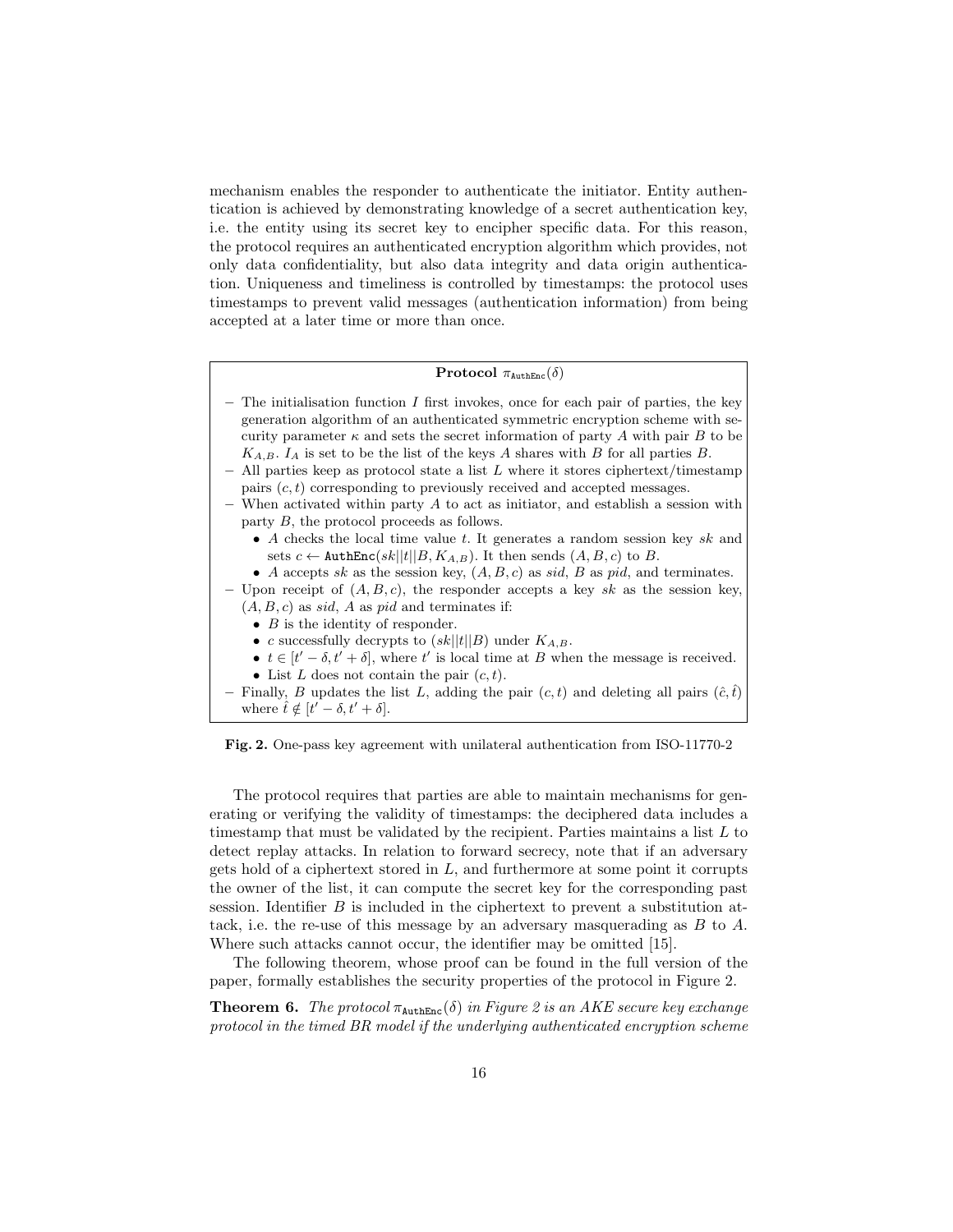mechanism enables the responder to authenticate the initiator. Entity authentication is achieved by demonstrating knowledge of a secret authentication key, i.e. the entity using its secret key to encipher specific data. For this reason, the protocol requires an authenticated encryption algorithm which provides, not only data confidentiality, but also data integrity and data origin authentication. Uniqueness and timeliness is controlled by timestamps: the protocol uses timestamps to prevent valid messages (authentication information) from being accepted at a later time or more than once.

**Protocol $\pi_{\texttt{AuthEnc}}(\delta)$**

- The initialisation function $I$ first invokes, once for each pair of parties, the key generation algorithm of an authenticated symmetric encryption scheme with security parameter $\kappa$ and sets the secret information of party $A$ with pair $B$ to be $K_{A,B}$. $I_A$ is set to be the list of the keys $A$ shares with $B$ for all parties $B$.
- All parties keep as protocol state a list $L$ where it stores ciphertext/timestamp pairs $(c, t)$ corresponding to previously received and accepted messages.
- When activated within party $A$ to act as initiator, and establish a session with party $B$, the protocol proceeds as follows.
  - $A$ checks the local time value $t$. It generates a random session key $sk$ and sets $c \leftarrow \texttt{AuthEnc}(sk||t||B, K_{A,B})$. It then sends $(A, B, c)$ to $B$.
  - $A$ accepts $sk$ as the session key, $(A, B, c)$ as $sid$, $B$ as $pid$, and terminates.
- Upon receipt of $(A, B, c)$, the responder accepts a key $sk$ as the session key, $(A, B, c)$ as $sid$, $A$ as $pid$ and terminates if:
  - $B$ is the identity of responder.
  - $c$ successfully decrypts to $(sk||t||B)$ under $K_{A,B}$.
  - $t \in [t' - \delta, t' + \delta]$, where $t'$ is local time at $B$ when the message is received.
  - List $L$ does not contain the pair $(c, t)$.
- Finally, $B$ updates the list $L$, adding the pair $(c, t)$ and deleting all pairs $(\hat{c}, \hat{t})$ where $\hat{t} \notin [t' - \delta, t' + \delta]$.

**Fig. 2.** One-pass key agreement with unilateral authentication from ISO-11770-2

The protocol requires that parties are able to maintain mechanisms for generating or verifying the validity of timestamps: the deciphered data includes a timestamp that must be validated by the recipient. Parties maintains a list $L$ to detect replay attacks. In relation to forward secrecy, note that if an adversary gets hold of a ciphertext stored in $L$, and furthermore at some point it corrupts the owner of the list, it can compute the secret key for the corresponding past session. Identifier $B$ is included in the ciphertext to prevent a substitution attack, i.e. the re-use of this message by an adversary masquerading as $B$ to $A$. Where such attacks cannot occur, the identifier may be omitted [15].

The following theorem, whose proof can be found in the full version of the paper, formally establishes the security properties of the protocol in Figure 2.

**Theorem 6.** *The protocol $\pi_{\texttt{AuthEnc}}(\delta)$ in Figure 2 is an AKE secure key exchange protocol in the timed BR model if the underlying authenticated encryption scheme*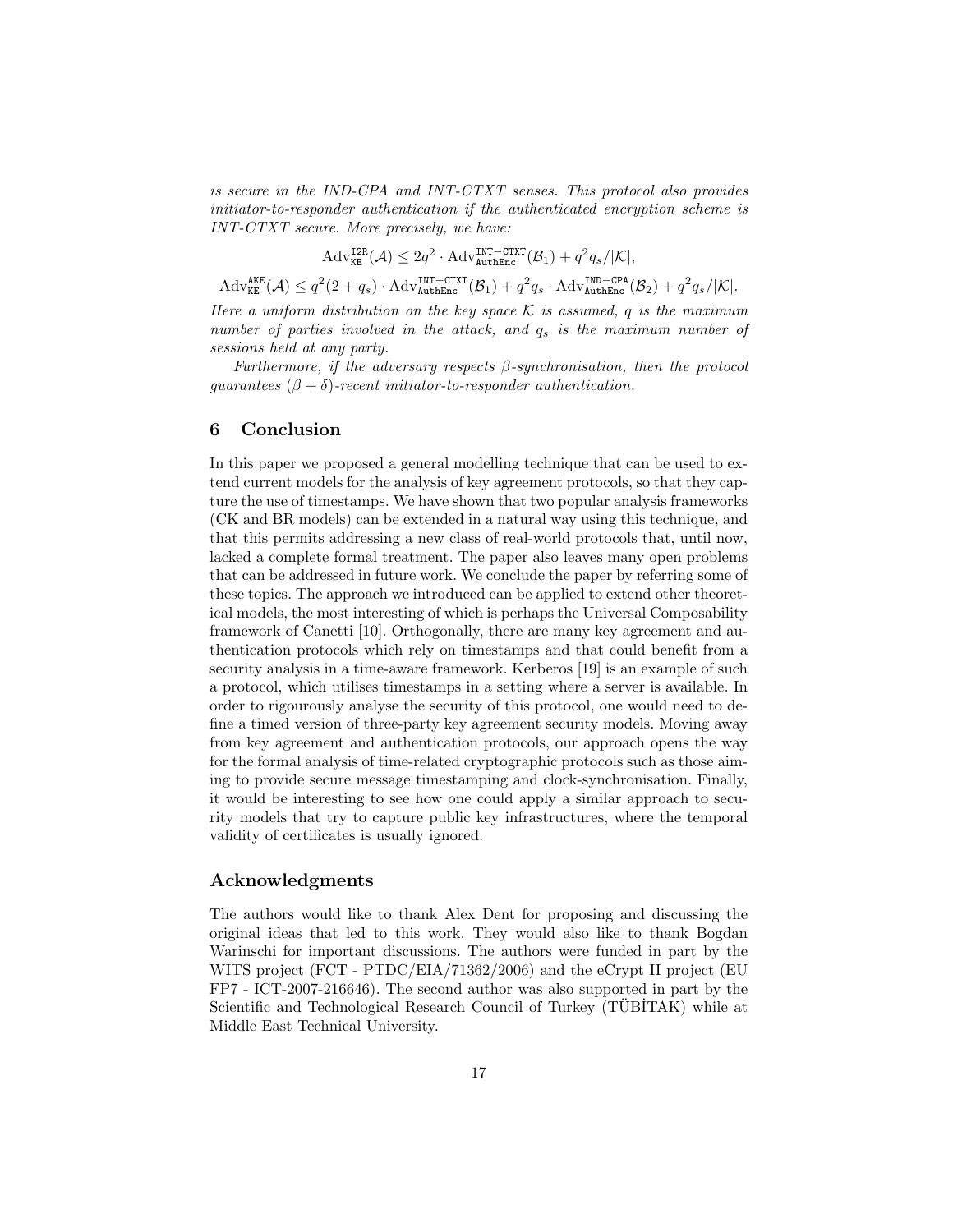*is secure in the IND-CPA and INT-CTXT senses. This protocol also provides initiator-to-responder authentication if the authenticated encryption scheme is INT-CTXT secure. More precisely, we have:*

$$\mathrm{Adv}_{\mathtt{KE}}^{\mathtt{I2R}}(\mathcal{A}) \leq 2q^2 \cdot \mathrm{Adv}_{\mathtt{AuthEnc}}^{\mathtt{INT-CTXT}}(\mathcal{B}_1) + q^2 q_s/|\mathcal{K}|,$$

$$\mathrm{Adv}_{\mathtt{KE}}^{\mathtt{AKE}}(\mathcal{A}) \leq q^2(2+q_s) \cdot \mathrm{Adv}_{\mathtt{AuthEnc}}^{\mathtt{INT-CTXT}}(\mathcal{B}_1) + q^2 q_s \cdot \mathrm{Adv}_{\mathtt{AuthEnc}}^{\mathtt{IND-CPA}}(\mathcal{B}_2) + q^2 q_s/|\mathcal{K}|.$$

*Here a uniform distribution on the key space $\mathcal{K}$ is assumed, $q$ is the maximum number of parties involved in the attack, and $q_s$ is the maximum number of sessions held at any party.*

*Furthermore, if the adversary respects $\beta$-synchronisation, then the protocol guarantees $(\beta + \delta)$-recent initiator-to-responder authentication.*

## 6 Conclusion

In this paper we proposed a general modelling technique that can be used to extend current models for the analysis of key agreement protocols, so that they capture the use of timestamps. We have shown that two popular analysis frameworks (CK and BR models) can be extended in a natural way using this technique, and that this permits addressing a new class of real-world protocols that, until now, lacked a complete formal treatment. The paper also leaves many open problems that can be addressed in future work. We conclude the paper by referring some of these topics. The approach we introduced can be applied to extend other theoretical models, the most interesting of which is perhaps the Universal Composability framework of Canetti [10]. Orthogonally, there are many key agreement and authentication protocols which rely on timestamps and that could benefit from a security analysis in a time-aware framework. Kerberos [19] is an example of such a protocol, which utilises timestamps in a setting where a server is available. In order to rigourously analyse the security of this protocol, one would need to define a timed version of three-party key agreement security models. Moving away from key agreement and authentication protocols, our approach opens the way for the formal analysis of time-related cryptographic protocols such as those aiming to provide secure message timestamping and clock-synchronisation. Finally, it would be interesting to see how one could apply a similar approach to security models that try to capture public key infrastructures, where the temporal validity of certificates is usually ignored.

## Acknowledgments

The authors would like to thank Alex Dent for proposing and discussing the original ideas that led to this work. They would also like to thank Bogdan Warinschi for important discussions. The authors were funded in part by the WITS project (FCT - PTDC/EIA/71362/2006) and the eCrypt II project (EU FP7 - ICT-2007-216646). The second author was also supported in part by the Scientific and Technological Research Council of Turkey (TÜBİTAK) while at Middle East Technical University.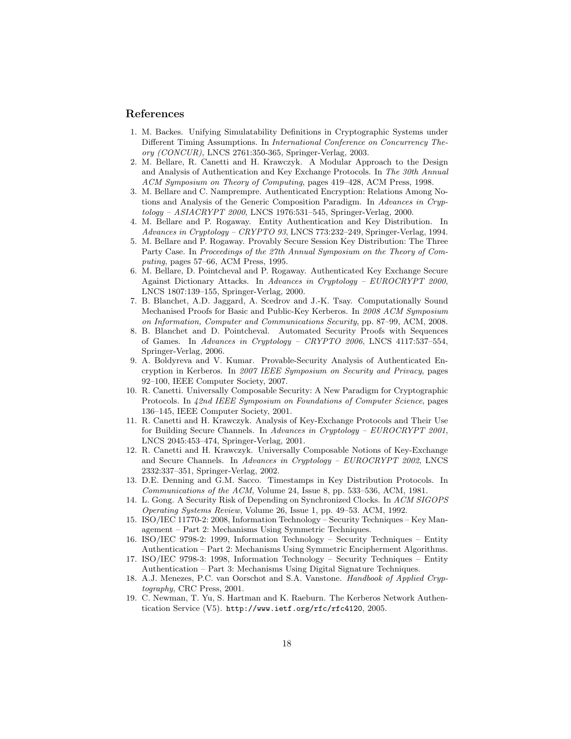## References

1. M. Backes. Unifying Simulatability Definitions in Cryptographic Systems under Different Timing Assumptions. In *International Conference on Concurrency Theory (CONCUR)*, LNCS 2761:350-365, Springer-Verlag, 2003.
2. M. Bellare, R. Canetti and H. Krawczyk. A Modular Approach to the Design and Analysis of Authentication and Key Exchange Protocols. In *The 30th Annual ACM Symposium on Theory of Computing*, pages 419–428, ACM Press, 1998.
3. M. Bellare and C. Namprempre. Authenticated Encryption: Relations Among Notions and Analysis of the Generic Composition Paradigm. In *Advances in Cryptology – ASIACRYPT 2000*, LNCS 1976:531–545, Springer-Verlag, 2000.
4. M. Bellare and P. Rogaway. Entity Authentication and Key Distribution. In *Advances in Cryptology – CRYPTO 93*, LNCS 773:232–249, Springer-Verlag, 1994.
5. M. Bellare and P. Rogaway. Provably Secure Session Key Distribution: The Three Party Case. In *Proceedings of the 27th Annual Symposium on the Theory of Computing*, pages 57–66, ACM Press, 1995.
6. M. Bellare, D. Pointcheval and P. Rogaway. Authenticated Key Exchange Secure Against Dictionary Attacks. In *Advances in Cryptology – EUROCRYPT 2000*, LNCS 1807:139–155, Springer-Verlag, 2000.
7. B. Blanchet, A.D. Jaggard, A. Scedrov and J.-K. Tsay. Computationally Sound Mechanised Proofs for Basic and Public-Key Kerberos. In *2008 ACM Symposium on Information, Computer and Communications Security*, pp. 87–99, ACM, 2008.
8. B. Blanchet and D. Pointcheval. Automated Security Proofs with Sequences of Games. In *Advances in Cryptology – CRYPTO 2006*, LNCS 4117:537–554, Springer-Verlag, 2006.
9. A. Boldyreva and V. Kumar. Provable-Security Analysis of Authenticated Encryption in Kerberos. In *2007 IEEE Symposium on Security and Privacy*, pages 92–100, IEEE Computer Society, 2007.
10. R. Canetti. Universally Composable Security: A New Paradigm for Cryptographic Protocols. In *42nd IEEE Symposium on Foundations of Computer Science*, pages 136–145, IEEE Computer Society, 2001.
11. R. Canetti and H. Krawczyk. Analysis of Key-Exchange Protocols and Their Use for Building Secure Channels. In *Advances in Cryptology – EUROCRYPT 2001*, LNCS 2045:453–474, Springer-Verlag, 2001.
12. R. Canetti and H. Krawczyk. Universally Composable Notions of Key-Exchange and Secure Channels. In *Advances in Cryptology – EUROCRYPT 2002*, LNCS 2332:337–351, Springer-Verlag, 2002.
13. D.E. Denning and G.M. Sacco. Timestamps in Key Distribution Protocols. In *Communications of the ACM*, Volume 24, Issue 8, pp. 533–536, ACM, 1981.
14. L. Gong. A Security Risk of Depending on Synchronized Clocks. In *ACM SIGOPS Operating Systems Review*, Volume 26, Issue 1, pp. 49–53. ACM, 1992.
15. ISO/IEC 11770-2: 2008, Information Technology – Security Techniques – Key Management – Part 2: Mechanisms Using Symmetric Techniques.
16. ISO/IEC 9798-2: 1999, Information Technology – Security Techniques – Entity Authentication – Part 2: Mechanisms Using Symmetric Encipherment Algorithms.
17. ISO/IEC 9798-3: 1998, Information Technology – Security Techniques – Entity Authentication – Part 3: Mechanisms Using Digital Signature Techniques.
18. A.J. Menezes, P.C. van Oorschot and S.A. Vanstone. *Handbook of Applied Cryptography*, CRC Press, 2001.
19. C. Newman, T. Yu, S. Hartman and K. Raeburn. The Kerberos Network Authentication Service (V5). `http://www.ietf.org/rfc/rfc4120`, 2005.